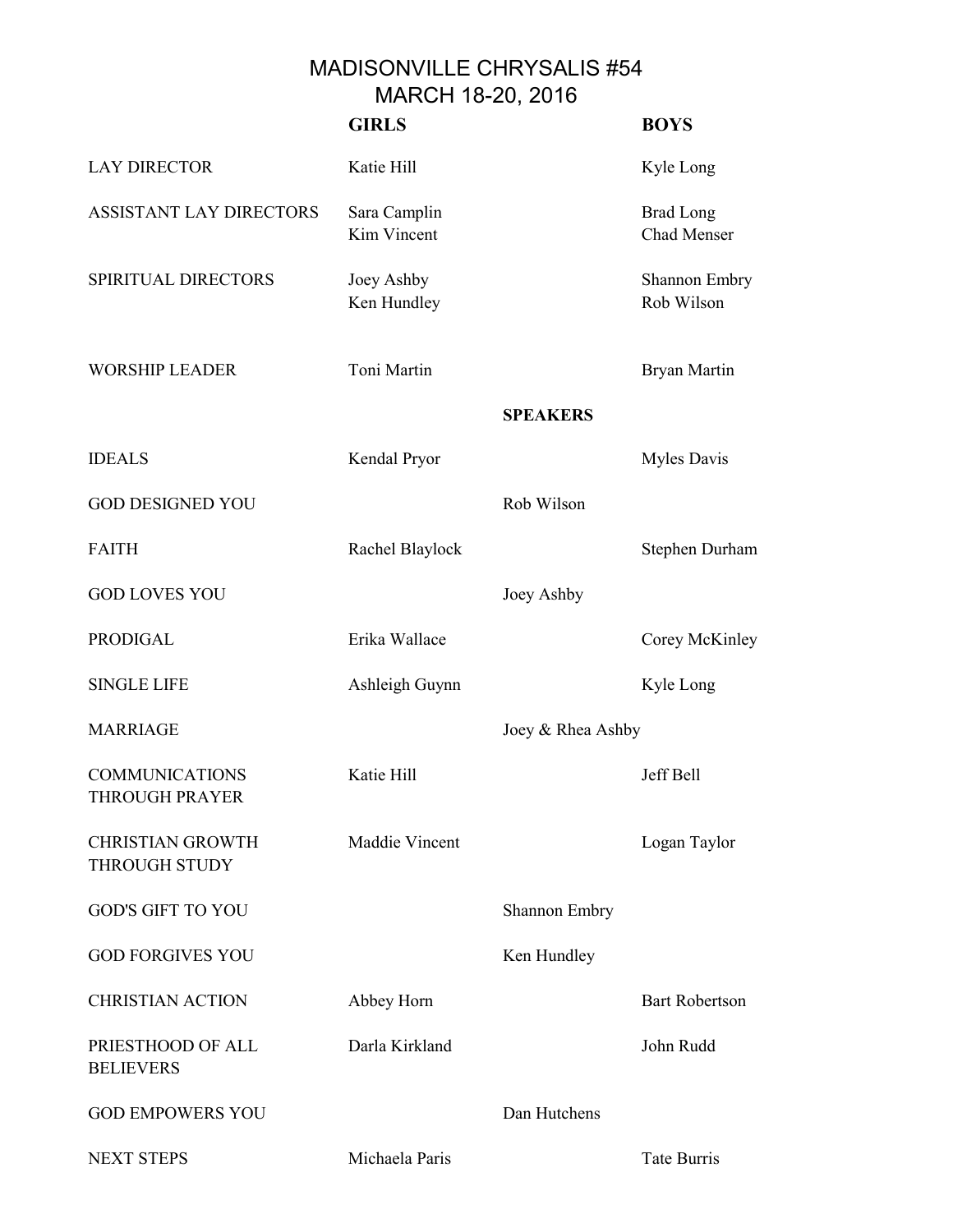# MADISONVILLE CHRYSALIS #54
## MARCH 18-20, 2016

| | GIRLS | | BOYS |
|---|---|---|---|
| LAY DIRECTOR | Katie Hill | | Kyle Long |
| ASSISTANT LAY DIRECTORS | Sara Camplin<br>Kim Vincent | | Brad Long<br>Chad Menser |
| SPIRITUAL DIRECTORS | Joey Ashby<br>Ken Hundley | | Shannon Embry<br>Rob Wilson |
| WORSHIP LEADER | Toni Martin | | Bryan Martin |
| | | **SPEAKERS** | |
| IDEALS | Kendal Pryor | | Myles Davis |
| GOD DESIGNED YOU | | Rob Wilson | |
| FAITH | Rachel Blaylock | | Stephen Durham |
| GOD LOVES YOU | | Joey Ashby | |
| PRODIGAL | Erika Wallace | | Corey McKinley |
| SINGLE LIFE | Ashleigh Guynn | | Kyle Long |
| MARRIAGE | | Joey & Rhea Ashby | |
| COMMUNICATIONS THROUGH PRAYER | Katie Hill | | Jeff Bell |
| CHRISTIAN GROWTH THROUGH STUDY | Maddie Vincent | | Logan Taylor |
| GOD'S GIFT TO YOU | | Shannon Embry | |
| GOD FORGIVES YOU | | Ken Hundley | |
| CHRISTIAN ACTION | Abbey Horn | | Bart Robertson |
| PRIESTHOOD OF ALL BELIEVERS | Darla Kirkland | | John Rudd |
| GOD EMPOWERS YOU | | Dan Hutchens | |
| NEXT STEPS | Michaela Paris | | Tate Burris |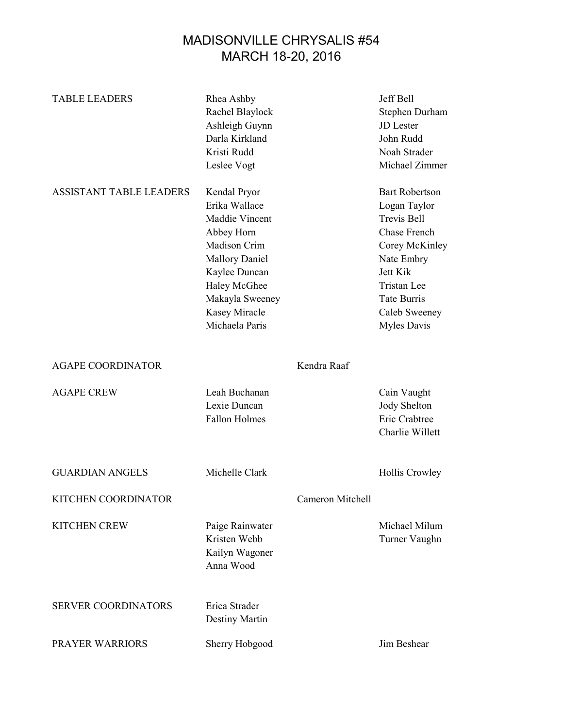# MADISONVILLE CHRYSALIS #54
## MARCH 18-20, 2016

| | | |
|---|---|---|
| TABLE LEADERS | Rhea Ashby | Jeff Bell |
| | Rachel Blaylock | Stephen Durham |
| | Ashleigh Guynn | JD Lester |
| | Darla Kirkland | John Rudd |
| | Kristi Rudd | Noah Strader |
| | Leslee Vogt | Michael Zimmer |
| ASSISTANT TABLE LEADERS | Kendal Pryor | Bart Robertson |
| | Erika Wallace | Logan Taylor |
| | Maddie Vincent | Trevis Bell |
| | Abbey Horn | Chase French |
| | Madison Crim | Corey McKinley |
| | Mallory Daniel | Nate Embry |
| | Kaylee Duncan | Jett Kik |
| | Haley McGhee | Tristan Lee |
| | Makayla Sweeney | Tate Burris |
| | Kasey Miracle | Caleb Sweeney |
| | Michaela Paris | Myles Davis |

AGAPE COORDINATOR: Kendra Raaf

| | | |
|---|---|---|
| AGAPE CREW | Leah Buchanan | Cain Vaught |
| | Lexie Duncan | Jody Shelton |
| | Fallon Holmes | Eric Crabtree |
| | | Charlie Willett |
| GUARDIAN ANGELS | Michelle Clark | Hollis Crowley |

KITCHEN COORDINATOR: Cameron Mitchell

| | | |
|---|---|---|
| KITCHEN CREW | Paige Rainwater | Michael Milum |
| | Kristen Webb | Turner Vaughn |
| | Kailyn Wagoner | |
| | Anna Wood | |
| SERVER COORDINATORS | Erica Strader | |
| | Destiny Martin | |
| PRAYER WARRIORS | Sherry Hobgood | Jim Beshear |